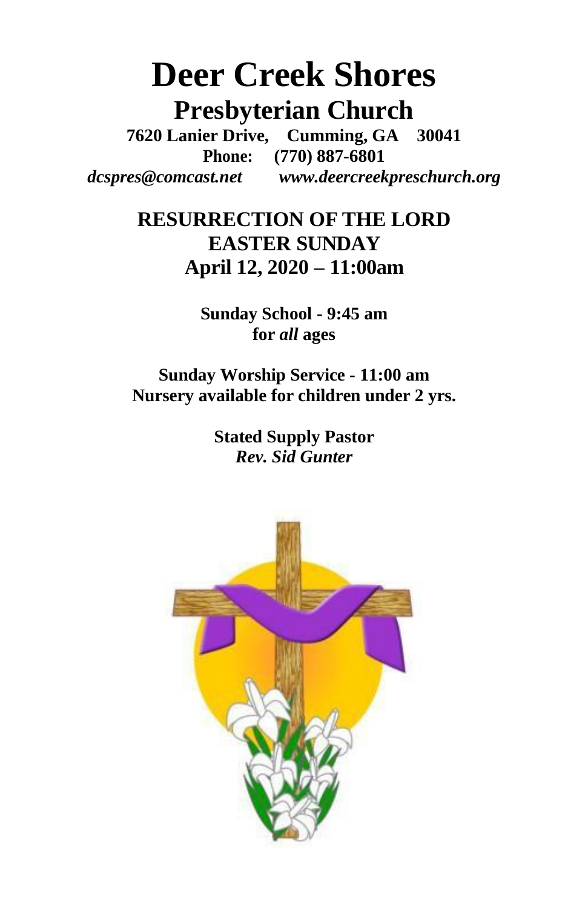# Deer Creek Shores

## Presbyterian Church

**7620 Lanier Drive, Cumming, GA 30041**
**Phone: (770) 887-6801**
***dcspres@comcast.net*** ***www.deercreekpreschurch.org***

## RESURRECTION OF THE LORD
## EASTER SUNDAY
## April 12, 2020 – 11:00am

**Sunday School - 9:45 am**
**for *all* ages**

**Sunday Worship Service - 11:00 am**
**Nursery available for children under 2 yrs.**

**Stated Supply Pastor**
***Rev. Sid Gunter***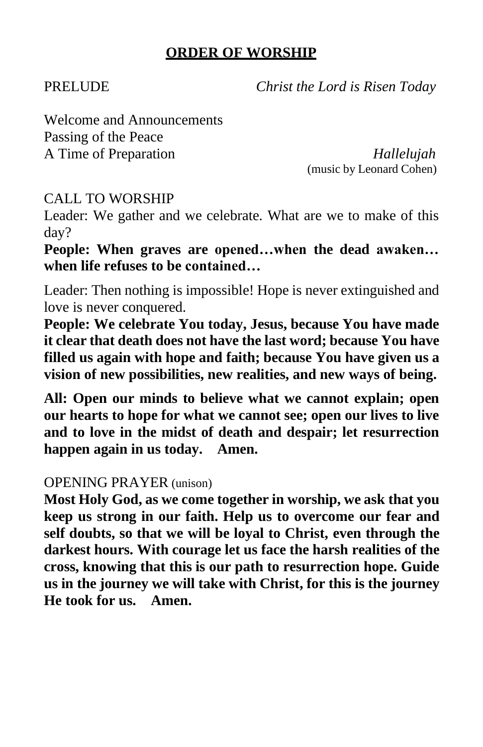## ORDER OF WORSHIP

PRELUDE *Christ the Lord is Risen Today*

Welcome and Announcements
Passing of the Peace
A Time of Preparation *Hallelujah*
(music by Leonard Cohen)

CALL TO WORSHIP

Leader: We gather and we celebrate. What are we to make of this day?

**People: When graves are opened…when the dead awaken… when life refuses to be contained…**

Leader: Then nothing is impossible! Hope is never extinguished and love is never conquered.

**People: We celebrate You today, Jesus, because You have made it clear that death does not have the last word; because You have filled us again with hope and faith; because You have given us a vision of new possibilities, new realities, and new ways of being.**

**All: Open our minds to believe what we cannot explain; open our hearts to hope for what we cannot see; open our lives to live and to love in the midst of death and despair; let resurrection happen again in us today. Amen.**

OPENING PRAYER (unison)

**Most Holy God, as we come together in worship, we ask that you keep us strong in our faith. Help us to overcome our fear and self doubts, so that we will be loyal to Christ, even through the darkest hours. With courage let us face the harsh realities of the cross, knowing that this is our path to resurrection hope. Guide us in the journey we will take with Christ, for this is the journey He took for us. Amen.**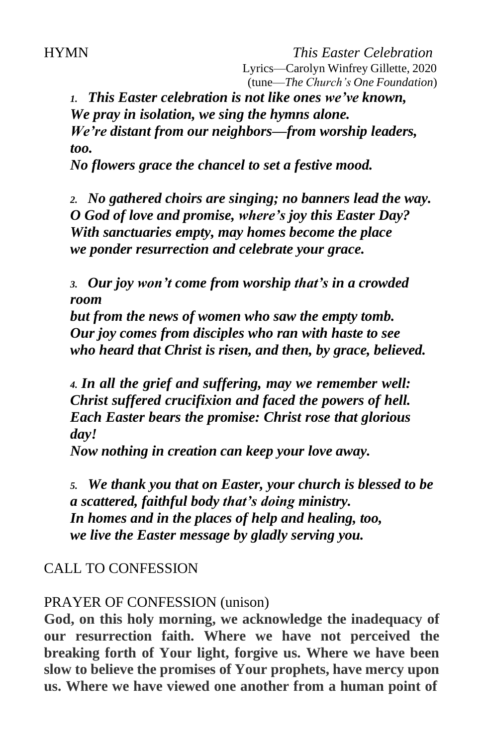HYMN *This Easter Celebration*

Lyrics—Carolyn Winfrey Gillette, 2020
(tune—*The Church's One Foundation*)

*1.* ***This Easter celebration is not like ones we've known,***
***We pray in isolation, we sing the hymns alone.***
***We're distant from our neighbors—from worship leaders, too.***
***No flowers grace the chancel to set a festive mood.***

*2.* ***No gathered choirs are singing; no banners lead the way.***
***O God of love and promise, where's joy this Easter Day?***
***With sanctuaries empty, may homes become the place***
***we ponder resurrection and celebrate your grace.***

*3.* ***Our joy won't come from worship that's in a crowded room***
***but from the news of women who saw the empty tomb.***
***Our joy comes from disciples who ran with haste to see***
***who heard that Christ is risen, and then, by grace, believed.***

*4.* ***In all the grief and suffering, may we remember well:***
***Christ suffered crucifixion and faced the powers of hell.***
***Each Easter bears the promise: Christ rose that glorious day!***
***Now nothing in creation can keep your love away.***

*5.* ***We thank you that on Easter, your church is blessed to be***
***a scattered, faithful body that's doing ministry.***
***In homes and in the places of help and healing, too,***
***we live the Easter message by gladly serving you.***

CALL TO CONFESSION

PRAYER OF CONFESSION (unison)

**God, on this holy morning, we acknowledge the inadequacy of our resurrection faith. Where we have not perceived the breaking forth of Your light, forgive us. Where we have been slow to believe the promises of Your prophets, have mercy upon us. Where we have viewed one another from a human point of**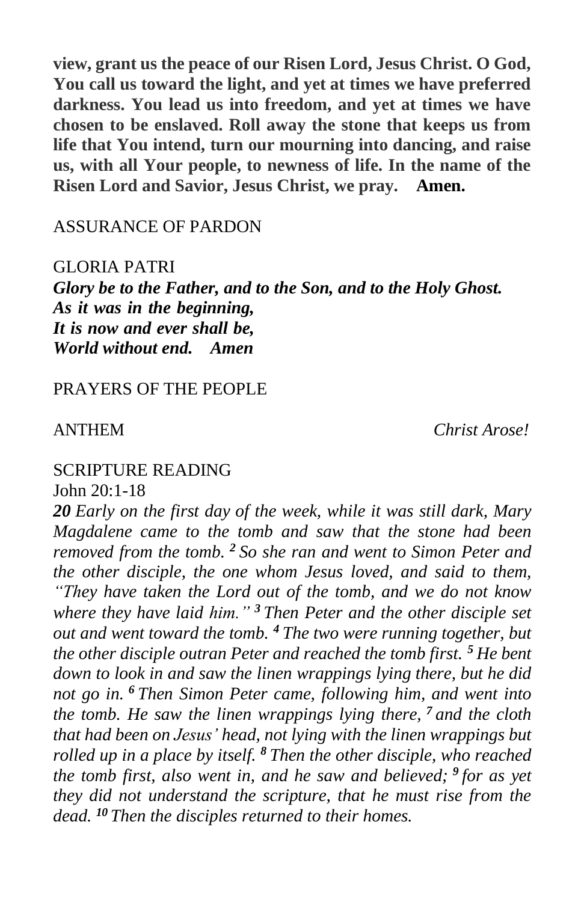**view, grant us the peace of our Risen Lord, Jesus Christ. O God, You call us toward the light, and yet at times we have preferred darkness. You lead us into freedom, and yet at times we have chosen to be enslaved. Roll away the stone that keeps us from life that You intend, turn our mourning into dancing, and raise us, with all Your people, to newness of life. In the name of the Risen Lord and Savior, Jesus Christ, we pray. Amen.**

ASSURANCE OF PARDON

GLORIA PATRI

***Glory be to the Father, and to the Son, and to the Holy Ghost.***
***As it was in the beginning,***
***It is now and ever shall be,***
***World without end. Amen***

PRAYERS OF THE PEOPLE

ANTHEM *Christ Arose!*

SCRIPTURE READING

John 20:1-18

***20*** *Early on the first day of the week, while it was still dark, Mary Magdalene came to the tomb and saw that the stone had been removed from the tomb.* ***2*** *So she ran and went to Simon Peter and the other disciple, the one whom Jesus loved, and said to them, "They have taken the Lord out of the tomb, and we do not know where they have laid him."* ***3*** *Then Peter and the other disciple set out and went toward the tomb.* ***4*** *The two were running together, but the other disciple outran Peter and reached the tomb first.* ***5*** *He bent down to look in and saw the linen wrappings lying there, but he did not go in.* ***6*** *Then Simon Peter came, following him, and went into the tomb. He saw the linen wrappings lying there,* ***7*** *and the cloth that had been on Jesus' head, not lying with the linen wrappings but rolled up in a place by itself.* ***8*** *Then the other disciple, who reached the tomb first, also went in, and he saw and believed;* ***9*** *for as yet they did not understand the scripture, that he must rise from the dead.* ***10*** *Then the disciples returned to their homes.*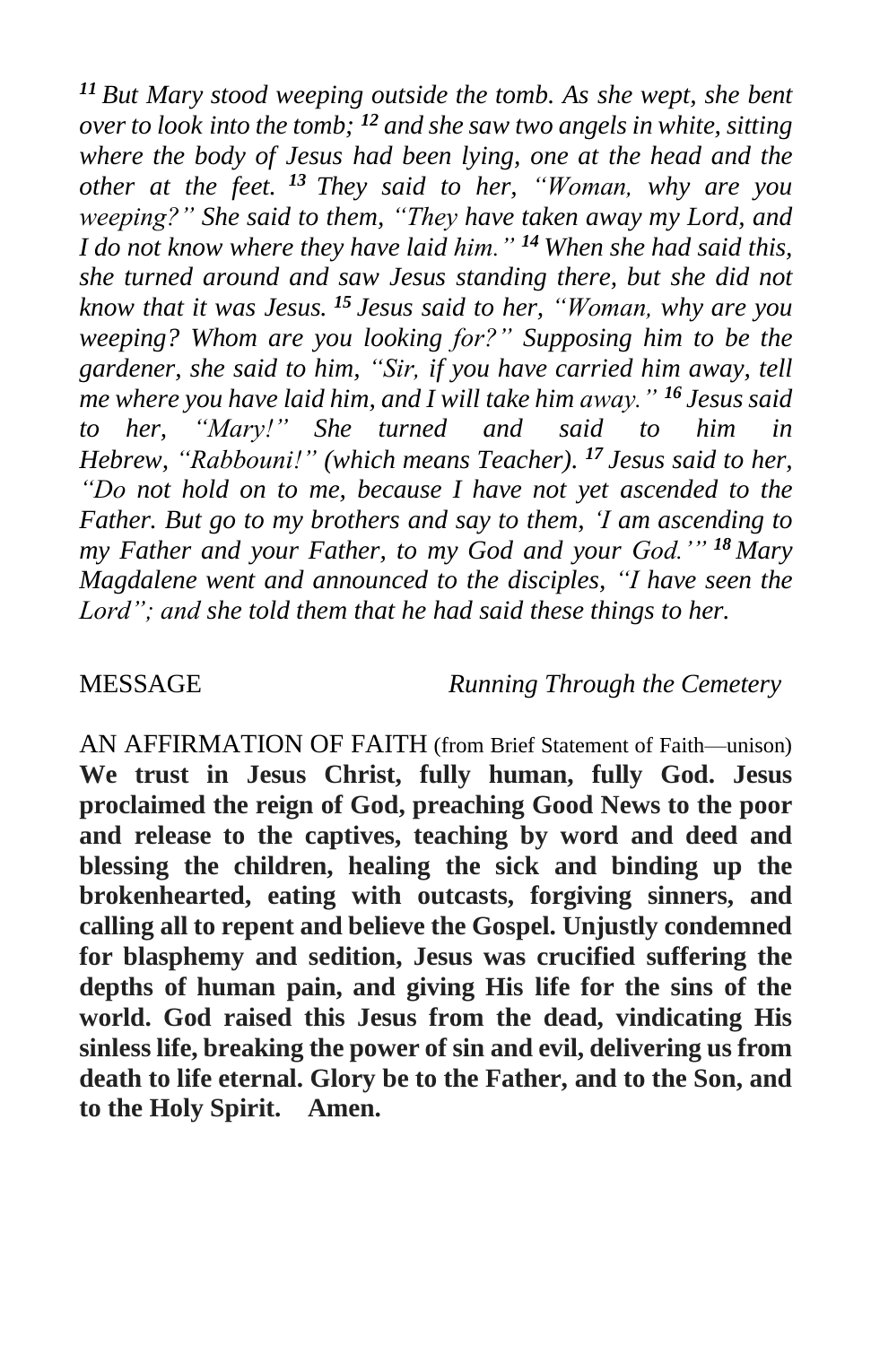*[11] But Mary stood weeping outside the tomb. As she wept, she bent over to look into the tomb; [12] and she saw two angels in white, sitting where the body of Jesus had been lying, one at the head and the other at the feet. [13] They said to her, "Woman, why are you weeping?" She said to them, "They have taken away my Lord, and I do not know where they have laid him." [14] When she had said this, she turned around and saw Jesus standing there, but she did not know that it was Jesus. [15] Jesus said to her, "Woman, why are you weeping? Whom are you looking for?" Supposing him to be the gardener, she said to him, "Sir, if you have carried him away, tell me where you have laid him, and I will take him away." [16] Jesus said to her, "Mary!" She turned and said to him in Hebrew, "Rabbouni!" (which means Teacher). [17] Jesus said to her, "Do not hold on to me, because I have not yet ascended to the Father. But go to my brothers and say to them, 'I am ascending to my Father and your Father, to my God and your God.'" [18] Mary Magdalene went and announced to the disciples, "I have seen the Lord"; and she told them that he had said these things to her.*

MESSAGE *Running Through the Cemetery*

AN AFFIRMATION OF FAITH (from Brief Statement of Faith—unison)
**We trust in Jesus Christ, fully human, fully God. Jesus proclaimed the reign of God, preaching Good News to the poor and release to the captives, teaching by word and deed and blessing the children, healing the sick and binding up the brokenhearted, eating with outcasts, forgiving sinners, and calling all to repent and believe the Gospel. Unjustly condemned for blasphemy and sedition, Jesus was crucified suffering the depths of human pain, and giving His life for the sins of the world. God raised this Jesus from the dead, vindicating His sinless life, breaking the power of sin and evil, delivering us from death to life eternal. Glory be to the Father, and to the Son, and to the Holy Spirit. Amen.**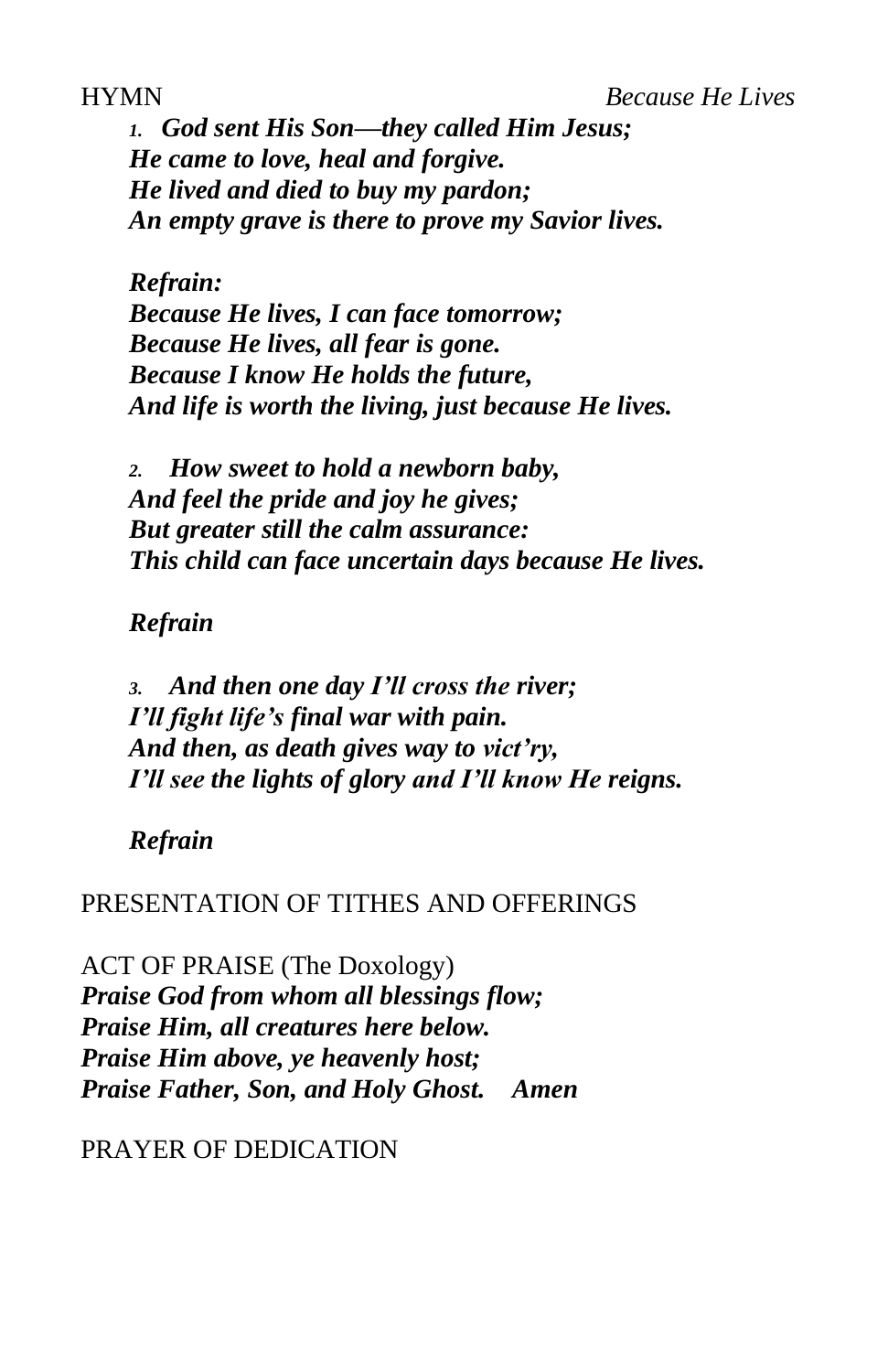HYMN *Because He Lives*

***1. God sent His Son—they called Him Jesus;***
***He came to love, heal and forgive.***
***He lived and died to buy my pardon;***
***An empty grave is there to prove my Savior lives.***

***Refrain:***
***Because He lives, I can face tomorrow;***
***Because He lives, all fear is gone.***
***Because I know He holds the future,***
***And life is worth the living, just because He lives.***

***2. How sweet to hold a newborn baby,***
***And feel the pride and joy he gives;***
***But greater still the calm assurance:***
***This child can face uncertain days because He lives.***

***Refrain***

***3. And then one day I'll cross the river;***
***I'll fight life's final war with pain.***
***And then, as death gives way to vict'ry,***
***I'll see the lights of glory and I'll know He reigns.***

***Refrain***

PRESENTATION OF TITHES AND OFFERINGS

ACT OF PRAISE (The Doxology)
***Praise God from whom all blessings flow;***
***Praise Him, all creatures here below.***
***Praise Him above, ye heavenly host;***
***Praise Father, Son, and Holy Ghost. Amen***

PRAYER OF DEDICATION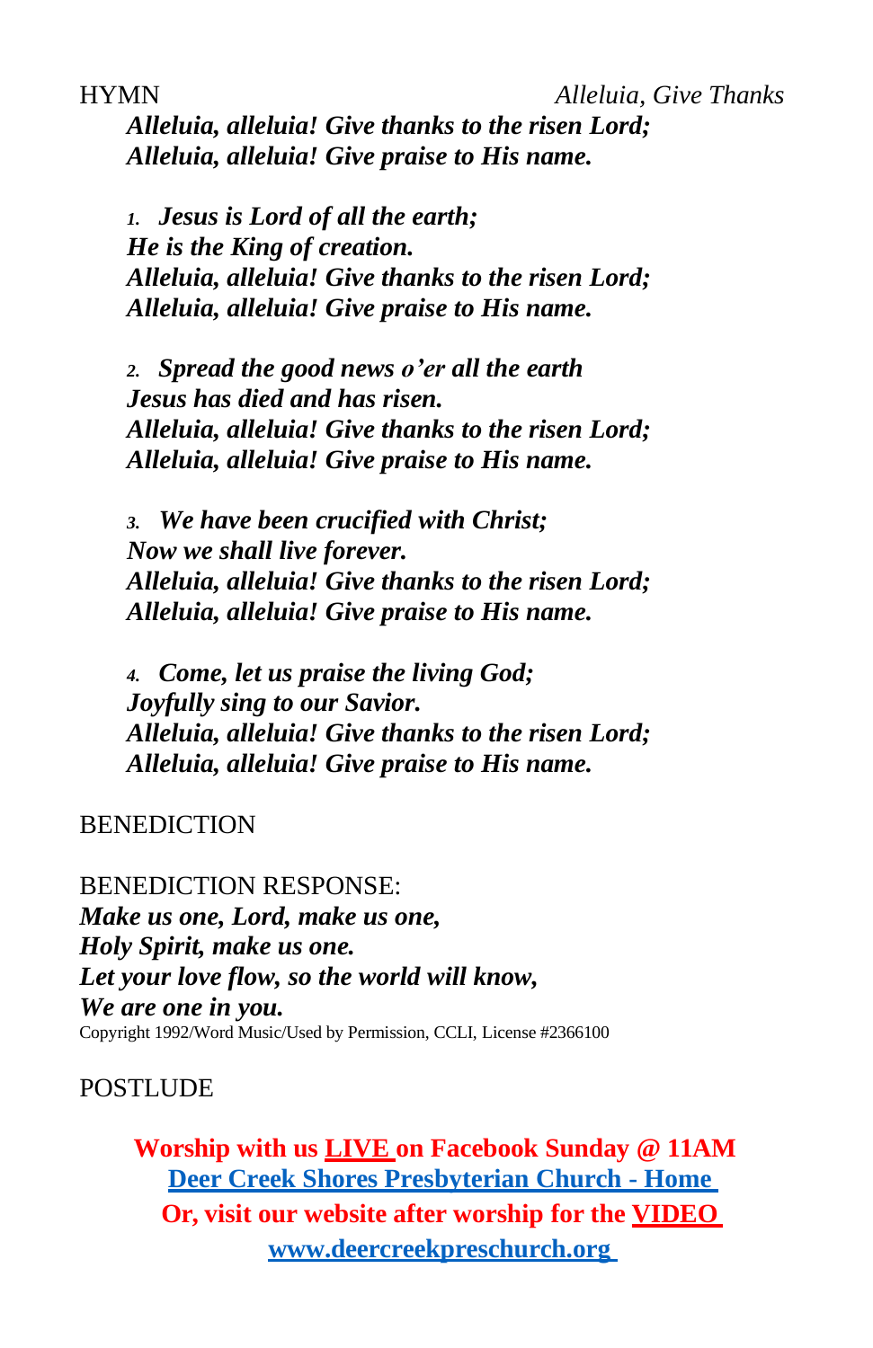HYMN *Alleluia, Give Thanks*

***Alleluia, alleluia! Give thanks to the risen Lord;***
***Alleluia, alleluia! Give praise to His name.***

1. ***Jesus is Lord of all the earth;***
   ***He is the King of creation.***
   ***Alleluia, alleluia! Give thanks to the risen Lord;***
   ***Alleluia, alleluia! Give praise to His name.***

2. ***Spread the good news o'er all the earth***
   ***Jesus has died and has risen.***
   ***Alleluia, alleluia! Give thanks to the risen Lord;***
   ***Alleluia, alleluia! Give praise to His name.***

3. ***We have been crucified with Christ;***
   ***Now we shall live forever.***
   ***Alleluia, alleluia! Give thanks to the risen Lord;***
   ***Alleluia, alleluia! Give praise to His name.***

4. ***Come, let us praise the living God;***
   ***Joyfully sing to our Savior.***
   ***Alleluia, alleluia! Give thanks to the risen Lord;***
   ***Alleluia, alleluia! Give praise to His name.***

BENEDICTION

BENEDICTION RESPONSE:
***Make us one, Lord, make us one,***
***Holy Spirit, make us one.***
***Let your love flow, so the world will know,***
***We are one in you.***
Copyright 1992/Word Music/Used by Permission, CCLI, License #2366100

POSTLUDE

**Worship with us LIVE on Facebook Sunday @ 11AM**
**Deer Creek Shores Presbyterian Church - Home**
**Or, visit our website after worship for the VIDEO**
**www.deercreekpreschurch.org**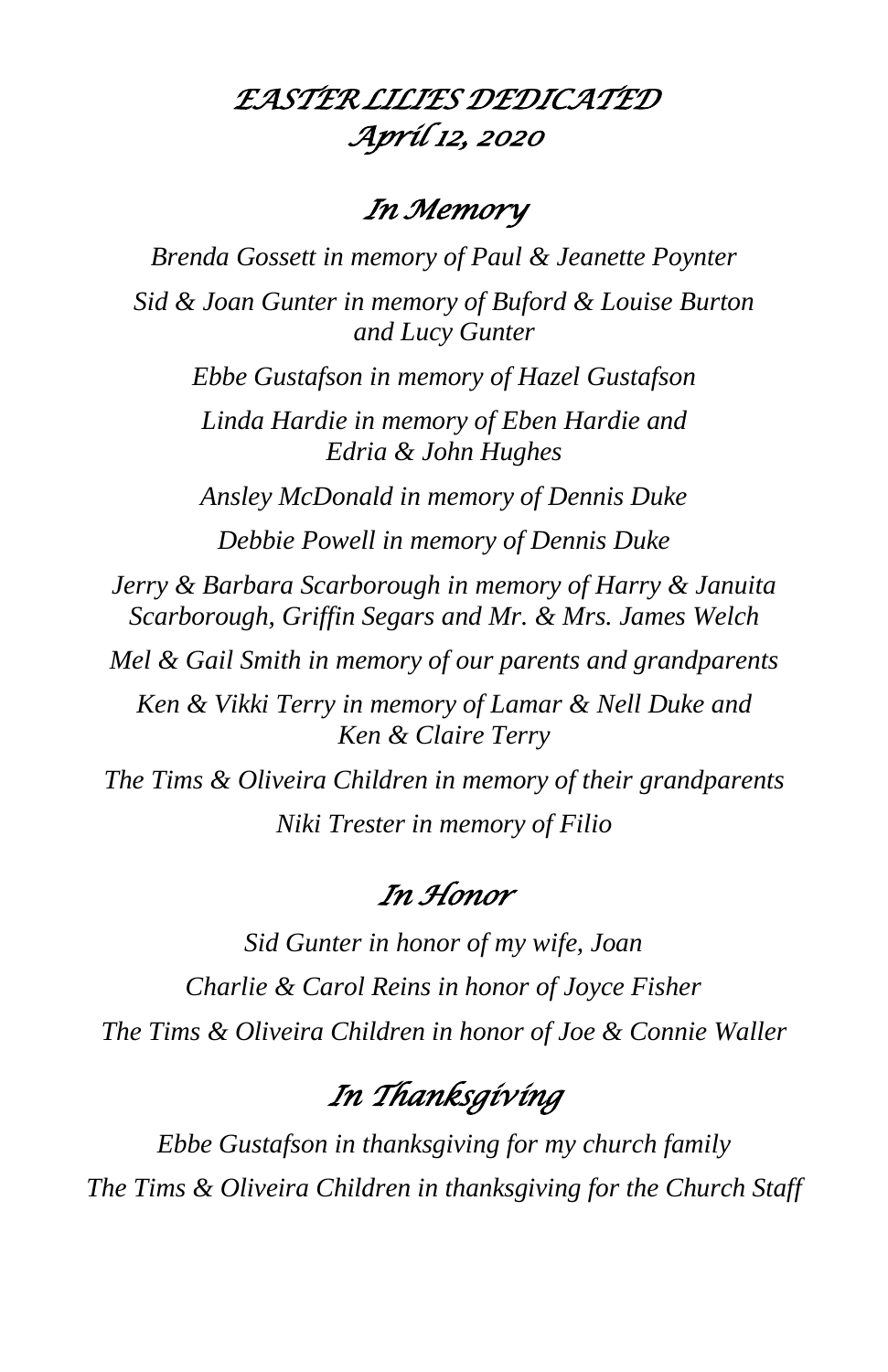# *EASTER LILIES DEDICATED*
# *April 12, 2020*

## *In Memory*

*Brenda Gossett in memory of Paul & Jeanette Poynter*

*Sid & Joan Gunter in memory of Buford & Louise Burton and Lucy Gunter*

*Ebbe Gustafson in memory of Hazel Gustafson*

*Linda Hardie in memory of Eben Hardie and Edria & John Hughes*

*Ansley McDonald in memory of Dennis Duke*

*Debbie Powell in memory of Dennis Duke*

*Jerry & Barbara Scarborough in memory of Harry & Januita Scarborough, Griffin Segars and Mr. & Mrs. James Welch*

*Mel & Gail Smith in memory of our parents and grandparents*

*Ken & Vikki Terry in memory of Lamar & Nell Duke and Ken & Claire Terry*

*The Tims & Oliveira Children in memory of their grandparents*

*Niki Trester in memory of Filio*

## *In Honor*

*Sid Gunter in honor of my wife, Joan*

*Charlie & Carol Reins in honor of Joyce Fisher*

*The Tims & Oliveira Children in honor of Joe & Connie Waller*

## *In Thanksgiving*

*Ebbe Gustafson in thanksgiving for my church family*

*The Tims & Oliveira Children in thanksgiving for the Church Staff*